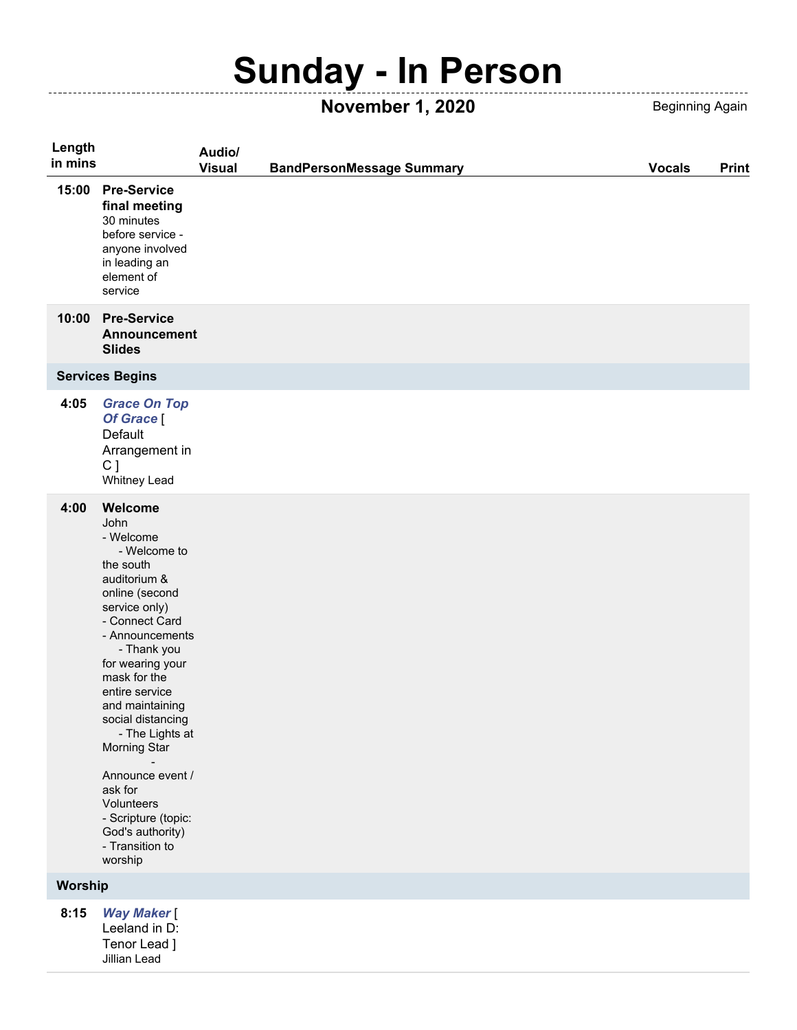# Sunday - In Person

**November 1, 2020** Beginning Again

| Length in mins | | Audio/ Visual | BandPersonMessage Summary | Vocals | Print |
|---|---|---|---|---|---|
| **15:00** | **Pre-Service final meeting** 30 minutes before service - anyone involved in leading an element of service | | | | |
| **10:00** | **Pre-Service Announcement Slides** | | | | |
| **Services Begins** | | | | | |
| **4:05** | ***Grace On Top Of Grace*** [ Default Arrangement in C ] Whitney Lead | | | | |
| **4:00** | **Welcome** John - Welcome - Welcome to the south auditorium & online (second service only) - Connect Card - Announcements - Thank you for wearing your mask for the entire service and maintaining social distancing - The Lights at Morning Star - Announce event / ask for Volunteers - Scripture (topic: God's authority) - Transition to worship | | | | |
| **Worship** | | | | | |
| **8:15** | ***Way Maker*** [ Leeland in D: Tenor Lead ] Jillian Lead | | | | |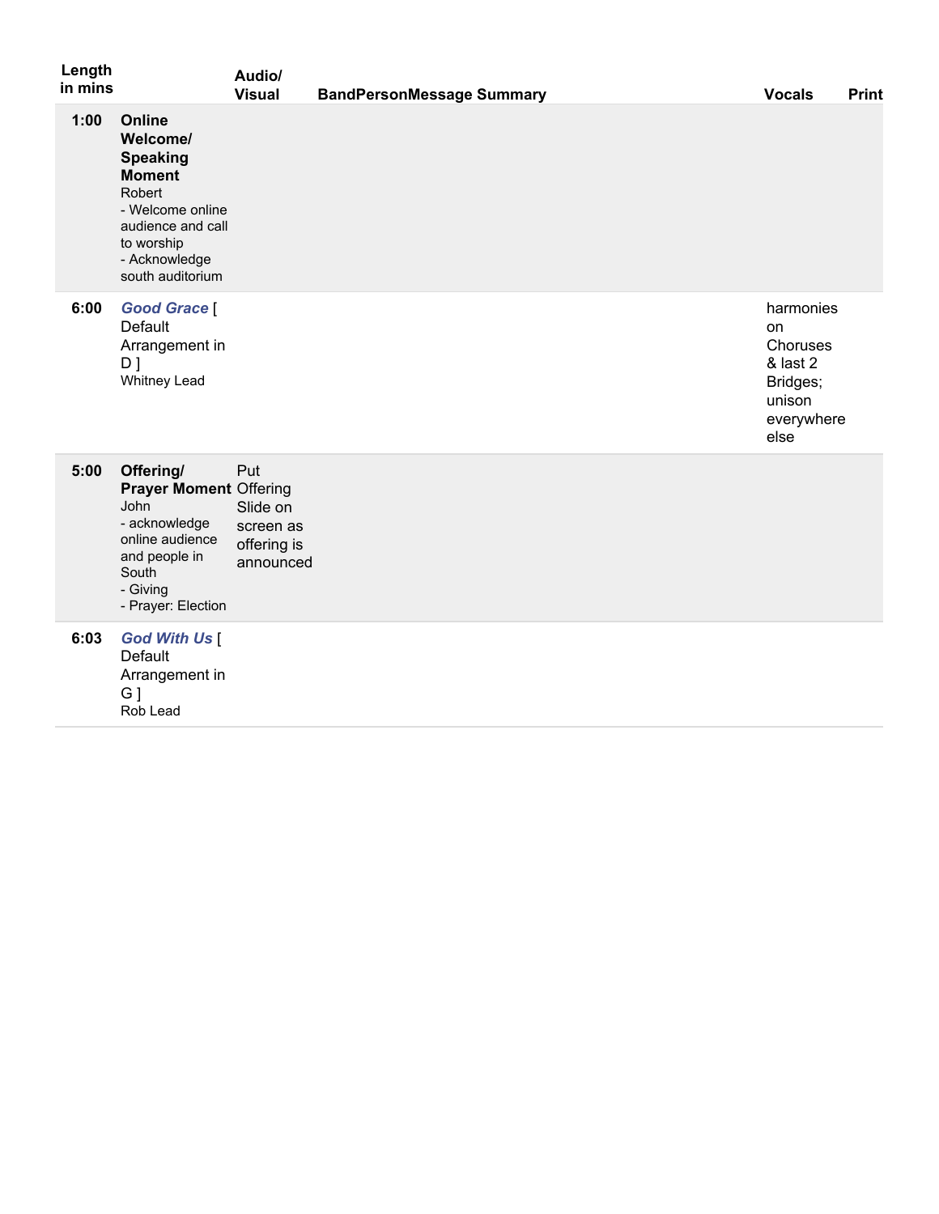| Length in mins | | Audio/ Visual | BandPersonMessage Summary | Vocals | Print |
|---|---|---|---|---|---|
| **1:00** | **Online Welcome/ Speaking Moment**<br>Robert<br>- Welcome online audience and call to worship<br>- Acknowledge south auditorium | | | | |
| **6:00** | ***Good Grace*** [ Default Arrangement in D ]<br>Whitney Lead | | | harmonies on Choruses & last 2 Bridges; unison everywhere else | |
| **5:00** | **Offering/ Prayer Moment**<br>John<br>- acknowledge online audience and people in South<br>- Giving<br>- Prayer: Election | Put Offering Slide on screen as offering is announced | | | |
| **6:03** | ***God With Us*** [ Default Arrangement in G ]<br>Rob Lead | | | | |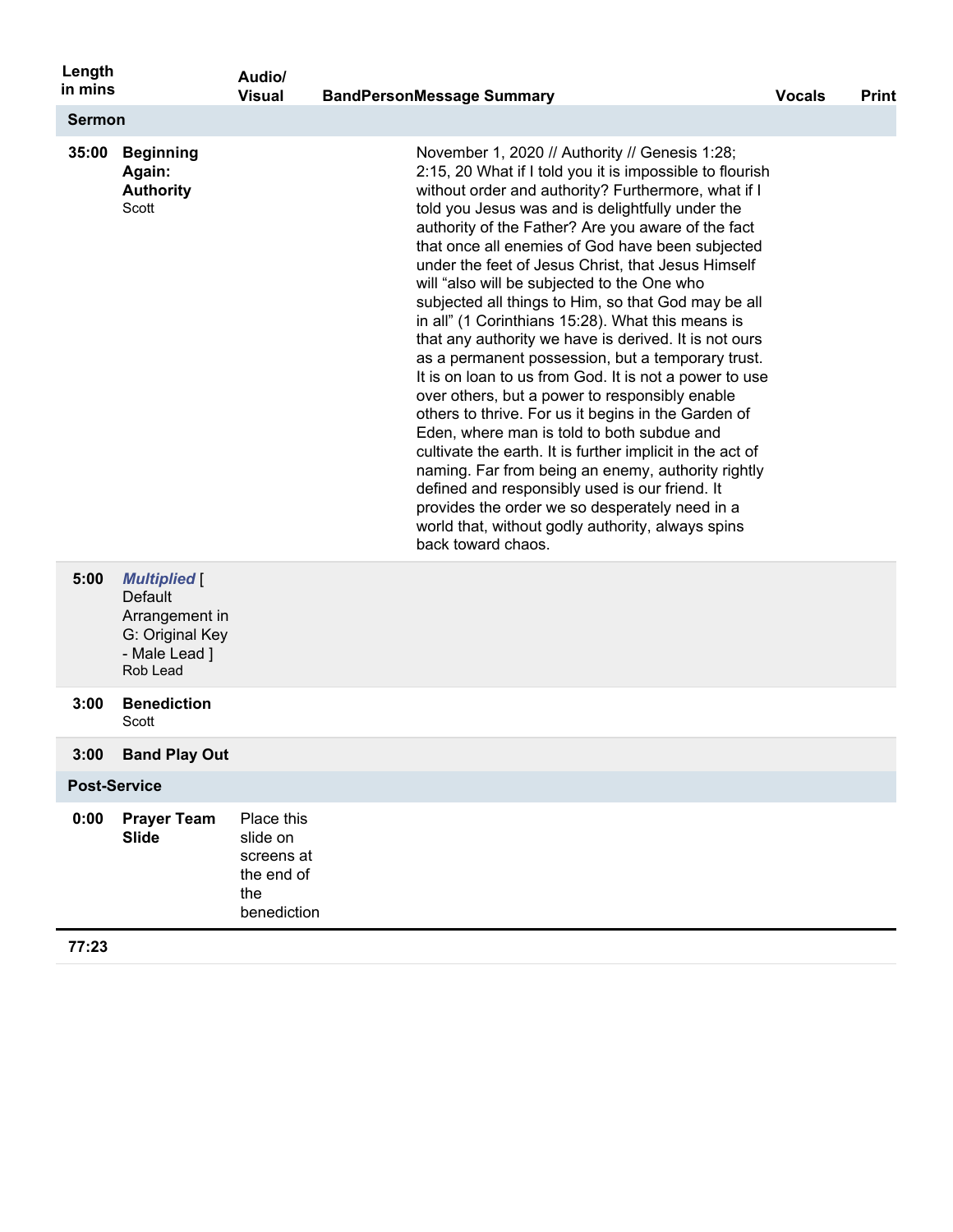| Length in mins | | Audio/ Visual | BandPersonMessage Summary | Vocals | Print |
|---|---|---|---|---|---|
| **Sermon** | | | | | |
| **35:00** | **Beginning Again: Authority** Scott | | November 1, 2020 // Authority // Genesis 1:28; 2:15, 20 What if I told you it is impossible to flourish without order and authority? Furthermore, what if I told you Jesus was and is delightfully under the authority of the Father? Are you aware of the fact that once all enemies of God have been subjected under the feet of Jesus Christ, that Jesus Himself will "also will be subjected to the One who subjected all things to Him, so that God may be all in all" (1 Corinthians 15:28). What this means is that any authority we have is derived. It is not ours as a permanent possession, but a temporary trust. It is on loan to us from God. It is not a power to use over others, but a power to responsibly enable others to thrive. For us it begins in the Garden of Eden, where man is told to both subdue and cultivate the earth. It is further implicit in the act of naming. Far from being an enemy, authority rightly defined and responsibly used is our friend. It provides the order we so desperately need in a world that, without godly authority, always spins back toward chaos. | | |
| **5:00** | ***Multiplied*** [ Default Arrangement in G: Original Key - Male Lead ] Rob Lead | | | | |
| **3:00** | **Benediction** Scott | | | | |
| **3:00** | **Band Play Out** | | | | |
| **Post-Service** | | | | | |
| **0:00** | **Prayer Team Slide** | Place this slide on screens at the end of the benediction | | | |
| **77:23** | | | | | |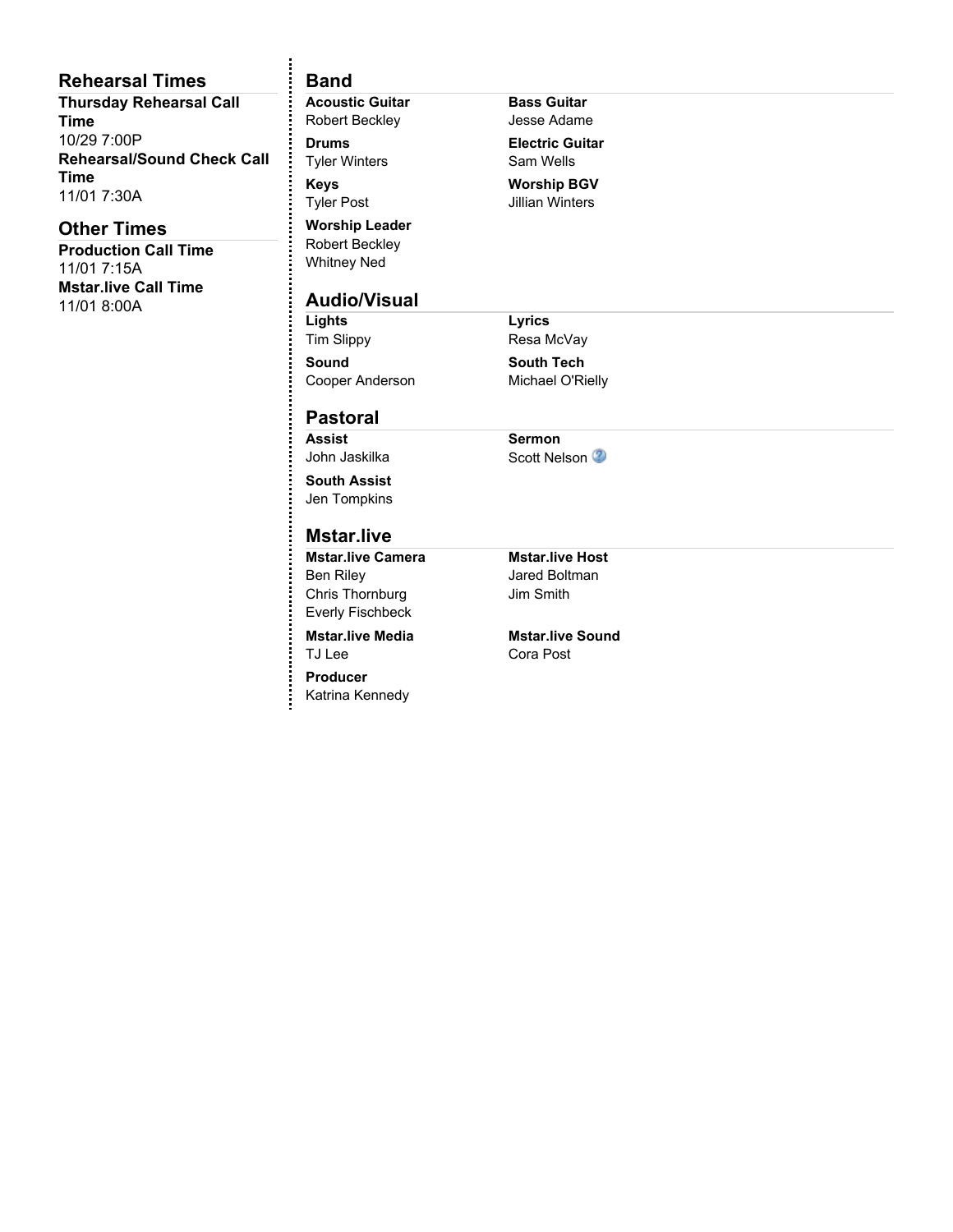## Rehearsal Times

**Thursday Rehearsal Call Time**
10/29 7:00P

**Rehearsal/Sound Check Call Time**
11/01 7:30A

## Other Times

**Production Call Time**
11/01 7:15A

**Mstar.live Call Time**
11/01 8:00A

## Band

**Acoustic Guitar**
Robert Beckley

**Bass Guitar**
Jesse Adame

**Drums**
Tyler Winters

**Electric Guitar**
Sam Wells

**Keys**
Tyler Post

**Worship BGV**
Jillian Winters

**Worship Leader**
Robert Beckley
Whitney Ned

## Audio/Visual

**Lights**
Tim Slippy

**Lyrics**
Resa McVay

**Sound**
Cooper Anderson

**South Tech**
Michael O'Rielly

## Pastoral

**Assist**
John Jaskilka

**Sermon**
Scott Nelson

**South Assist**
Jen Tompkins

## Mstar.live

**Mstar.live Camera**
Ben Riley
Chris Thornburg
Everly Fischbeck

**Mstar.live Host**
Jared Boltman
Jim Smith

**Mstar.live Media**
TJ Lee

**Mstar.live Sound**
Cora Post

**Producer**
Katrina Kennedy